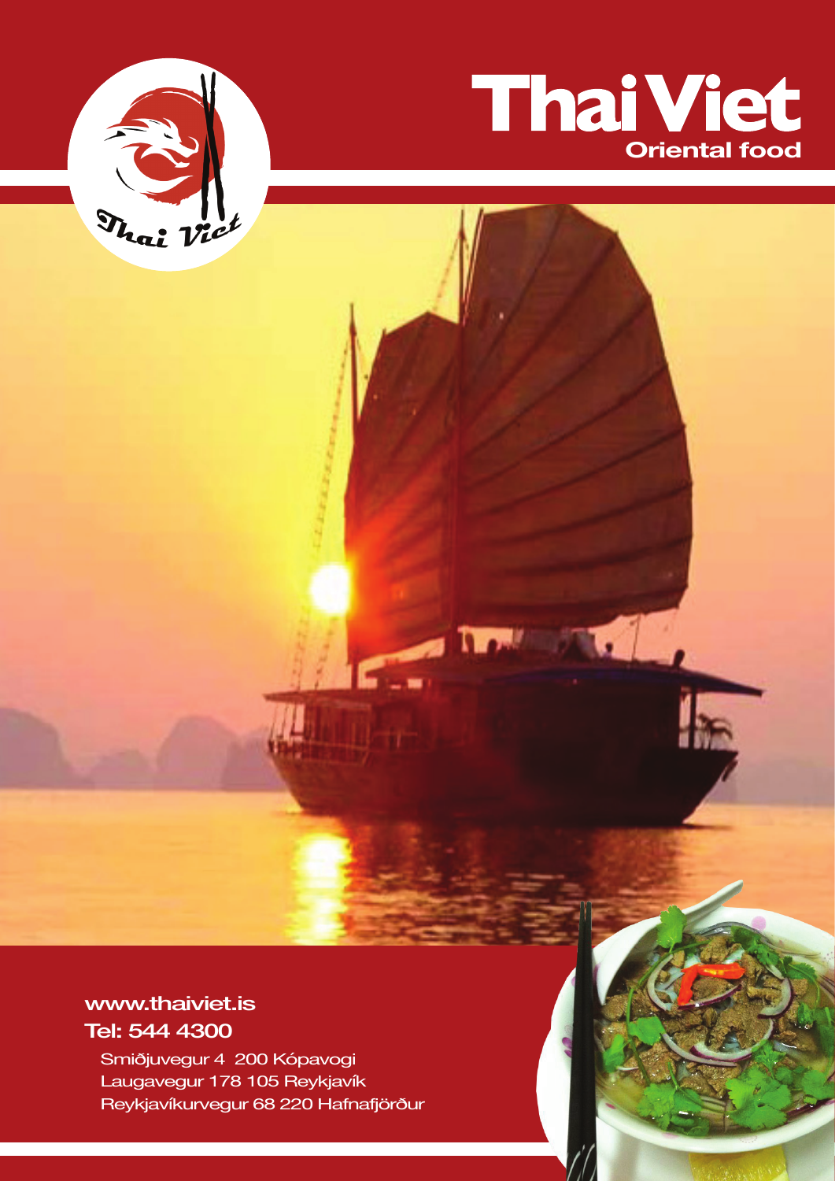# Thai Viet

## Oriental food

**www.thaiviet.is**

**Tel: 544 4300**

Smiðjuvegur 4 200 Kópavogi
Laugavegur 178 105 Reykjavík
Reykjavíkurvegur 68 220 Hafnafjörður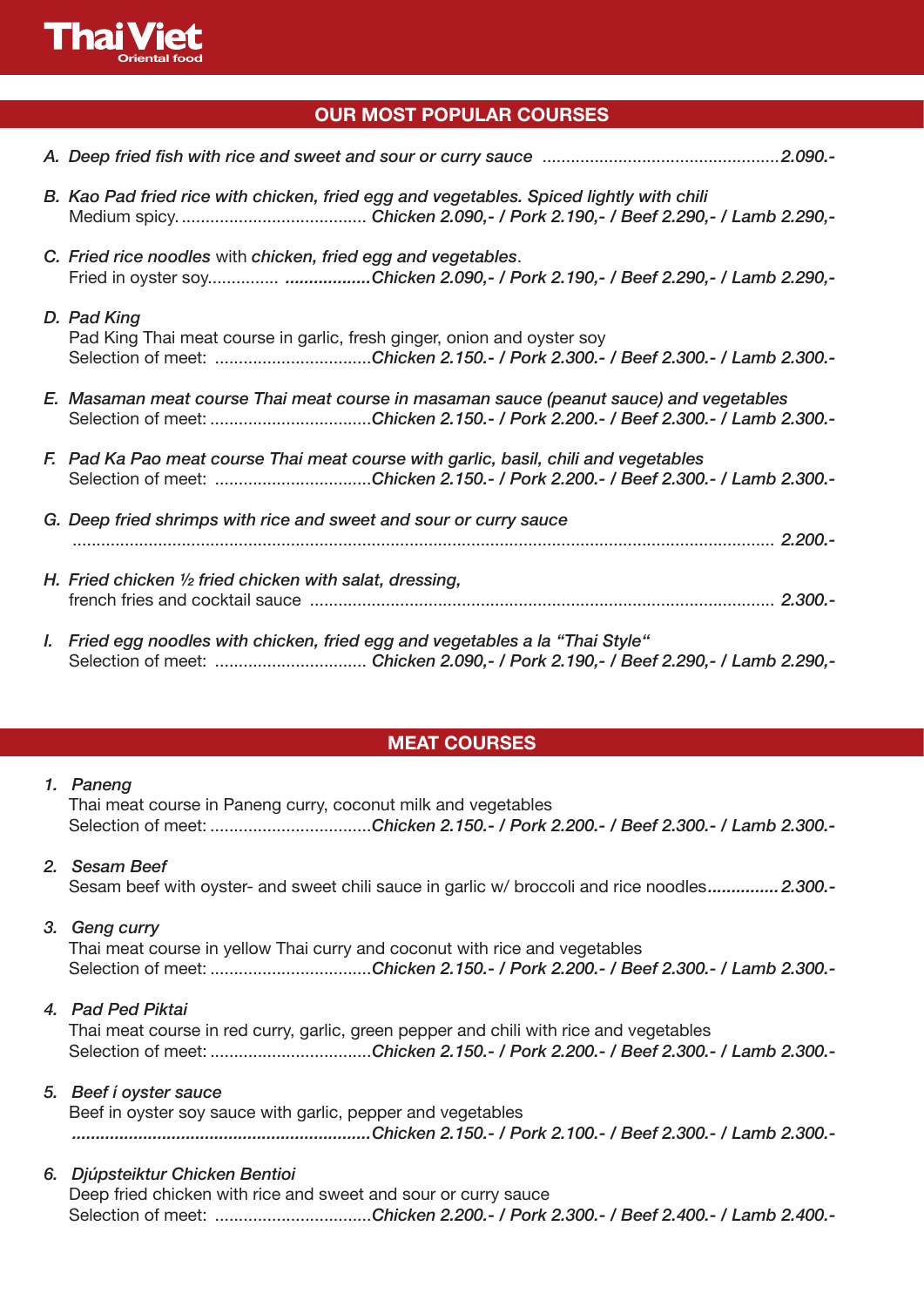**Thai Viet**
Oriental food

## OUR MOST POPULAR COURSES

*A. Deep fried fish with rice and sweet and sour or curry sauce ..................................................2.090.-*

*B. Kao Pad fried rice with chicken, fried egg and vegetables. Spiced lightly with chili*
Medium spicy. ....................................... *Chicken 2.090,- / Pork 2.190,- / Beef 2.290,- / Lamb 2.290,-*

*C. Fried rice noodles* with *chicken, fried egg and vegetables*.
Fried in oyster soy............... *..................Chicken 2.090,- / Pork 2.190,- / Beef 2.290,- / Lamb 2.290,-*

*D. Pad King*
Pad King Thai meat course in garlic, fresh ginger, onion and oyster soy
Selection of meet: .................................*Chicken 2.150.- / Pork 2.300.- / Beef 2.300.- / Lamb 2.300.-*

*E. Masaman meat course Thai meat course in masaman sauce (peanut sauce) and vegetables*
Selection of meet: .................................*Chicken 2.150.- / Pork 2.200.- / Beef 2.300.- / Lamb 2.300.-*

*F. Pad Ka Pao meat course Thai meat course with garlic, basil, chili and vegetables*
Selection of meet: .................................*Chicken 2.150.- / Pork 2.200.- / Beef 2.300.- / Lamb 2.300.-*

*G. Deep fried shrimps with rice and sweet and sour or curry sauce*
.................................................................................................................................................. *2.200.-*

*H. Fried chicken ½ fried chicken with salat, dressing,*
french fries and cocktail sauce ................................................................................................ *2.300.-*

*I. Fried egg noodles with chicken, fried egg and vegetables a la "Thai Style"*
Selection of meet: ................................ *Chicken 2.090,- / Pork 2.190,- / Beef 2.290,- / Lamb 2.290,-*

## MEAT COURSES

*1. Paneng*
Thai meat course in Paneng curry, coconut milk and vegetables
Selection of meet: .................................*Chicken 2.150.- / Pork 2.200.- / Beef 2.300.- / Lamb 2.300.-*

*2. Sesam Beef*
Sesam beef with oyster- and sweet chili sauce in garlic w/ broccoli and rice noodles*...............2.300.-*

*3. Geng curry*
Thai meat course in yellow Thai curry and coconut with rice and vegetables
Selection of meet: .................................*Chicken 2.150.- / Pork 2.200.- / Beef 2.300.- / Lamb 2.300.-*

*4. Pad Ped Piktai*
Thai meat course in red curry, garlic, green pepper and chili with rice and vegetables
Selection of meet: .................................*Chicken 2.150.- / Pork 2.200.- / Beef 2.300.- / Lamb 2.300.-*

*5. Beef í oyster sauce*
Beef in oyster soy sauce with garlic, pepper and vegetables
*..............................................................Chicken 2.150.- / Pork 2.100.- / Beef 2.300.- / Lamb 2.300.-*

*6. Djúpsteiktur Chicken Bentioi*
Deep fried chicken with rice and sweet and sour or curry sauce
Selection of meet: ................................*Chicken 2.200.- / Pork 2.300.- / Beef 2.400.- / Lamb 2.400.-*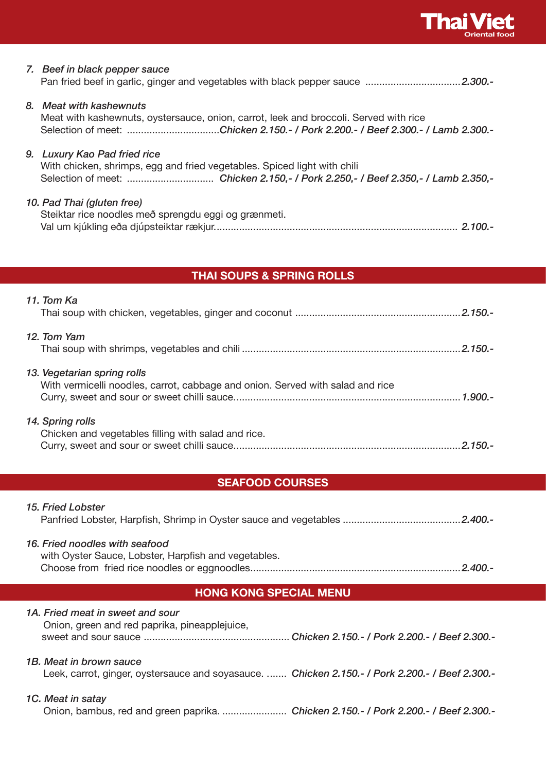*7. Beef in black pepper sauce*
Pan fried beef in garlic, ginger and vegetables with black pepper sauce .................................. *2.300.-*

*8. Meat with kashewnuts*
Meat with kashewnuts, oystersauce, onion, carrot, leek and broccoli. Served with rice
Selection of meet: .................................*Chicken 2.150.- / Pork 2.200.- / Beef 2.300.- / Lamb 2.300.-*

*9. Luxury Kao Pad fried rice*
With chicken, shrimps, egg and fried vegetables. Spiced light with chili
Selection of meet: ............................... *Chicken 2.150,- / Pork 2.250,- / Beef 2.350,- / Lamb 2.350,-*

*10. Pad Thai (gluten free)*
Steiktar rice noodles með sprengdu eggi og grænmeti.
Val um kjúkling eða djúpsteiktar rækjur...................................................................................... *2.100.-*

## THAI SOUPS & SPRING ROLLS

*11. Tom Ka*
Thai soup with chicken, vegetables, ginger and coconut ........................................................... *2.150.-*

*12. Tom Yam*
Thai soup with shrimps, vegetables and chili ............................................................................. *2.150.-*

*13. Vegetarian spring rolls*
With vermicelli noodles, carrot, cabbage and onion. Served with salad and rice
Curry, sweet and sour or sweet chilli sauce................................................................................ *1.900.-*

*14. Spring rolls*
Chicken and vegetables filling with salad and rice.
Curry, sweet and sour or sweet chilli sauce................................................................................ *2.150.-*

## SEAFOOD COURSES

*15. Fried Lobster*
Panfried Lobster, Harpfish, Shrimp in Oyster sauce and vegetables .......................................... *2.400.-*

*16. Fried noodles with seafood*
with Oyster Sauce, Lobster, Harpfish and vegetables.
Choose from fried rice noodles or eggnoodles.......................................................................... *2.400.-*

## HONG KONG SPECIAL MENU

*1A. Fried meat in sweet and sour*
Onion, green and red paprika, pineapplejuice,
sweet and sour sauce .................................................... *Chicken 2.150.- / Pork 2.200.- / Beef 2.300.-*

*1B. Meat in brown sauce*
Leek, carrot, ginger, oystersauce and soyasauce. ....... *Chicken 2.150.- / Pork 2.200.- / Beef 2.300.-*

*1C. Meat in satay*
Onion, bambus, red and green paprika. ....................... *Chicken 2.150.- / Pork 2.200.- / Beef 2.300.-*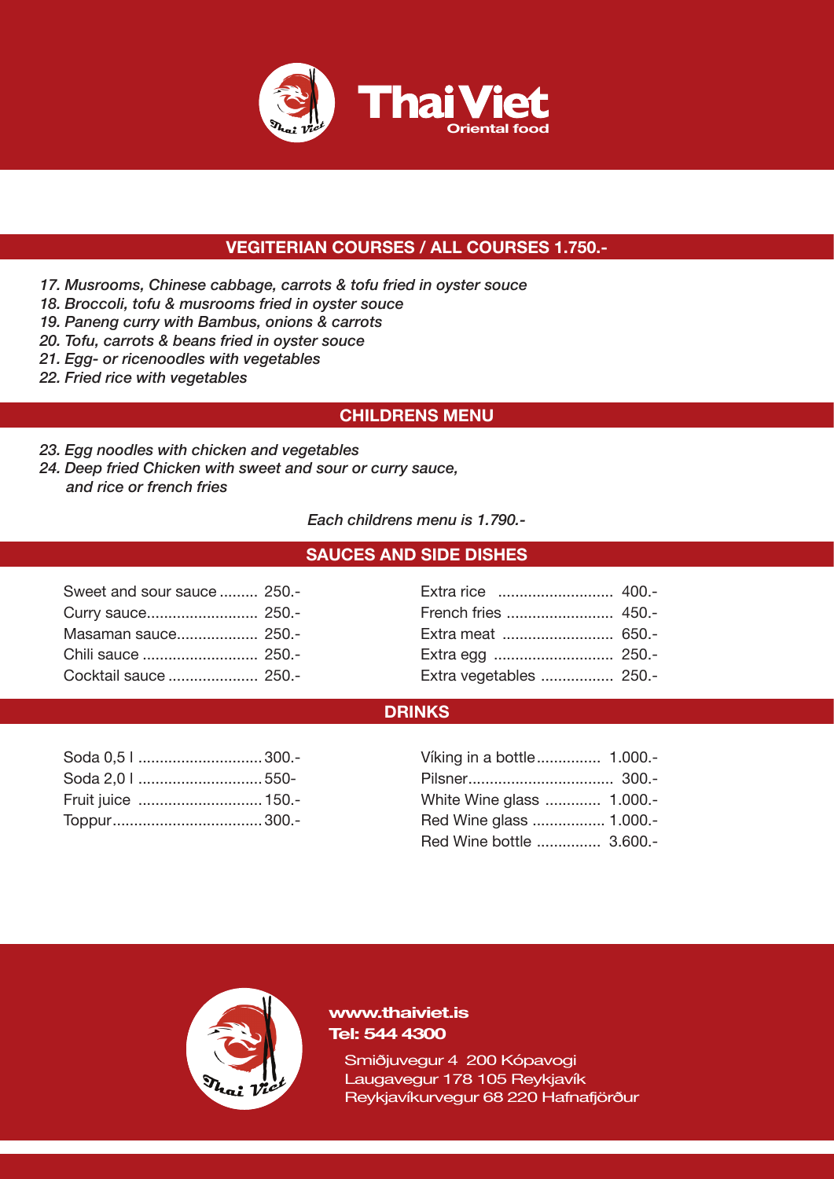# ThaiViet

Oriental food

## VEGITERIAN COURSES / ALL COURSES 1.750.-

*17. Musrooms, Chinese cabbage, carrots & tofu fried in oyster souce*
*18. Broccoli, tofu & musrooms fried in oyster souce*
*19. Paneng curry with Bambus, onions & carrots*
*20. Tofu, carrots & beans fried in oyster souce*
*21. Egg- or ricenoodles with vegetables*
*22. Fried rice with vegetables*

## CHILDRENS MENU

*23. Egg noodles with chicken and vegetables*
*24. Deep fried Chicken with sweet and sour or curry sauce, and rice or french fries*

*Each childrens menu is 1.790.-*

## SAUCES AND SIDE DISHES

| | | | |
|---|---|---|---|
| Sweet and sour sauce | 250.- | Extra rice | 400.- |
| Curry sauce | 250.- | French fries | 450.- |
| Masaman sauce | 250.- | Extra meat | 650.- |
| Chili sauce | 250.- | Extra egg | 250.- |
| Cocktail sauce | 250.- | Extra vegetables | 250.- |

## DRINKS

| | | | |
|---|---|---|---|
| Soda 0,5 l | 300.- | Víking in a bottle | 1.000.- |
| Soda 2,0 l | 550- | Pilsner | 300.- |
| Fruit juice | 150.- | White Wine glass | 1.000.- |
| Toppur | 300.- | Red Wine glass | 1.000.- |
| | | Red Wine bottle | 3.600.- |

**www.thaiviet.is**
**Tel: 544 4300**

Smiðjuvegur 4 200 Kópavogi
Laugavegur 178 105 Reykjavík
Reykjavíkurvegur 68 220 Hafnafjörður